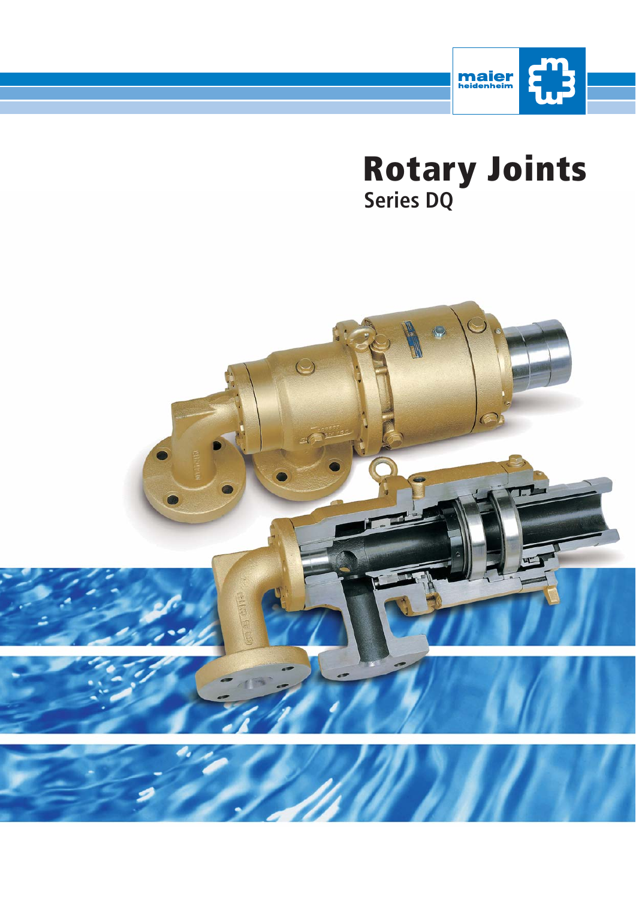maier heidenheim

# Rotary Joints

## Series DQ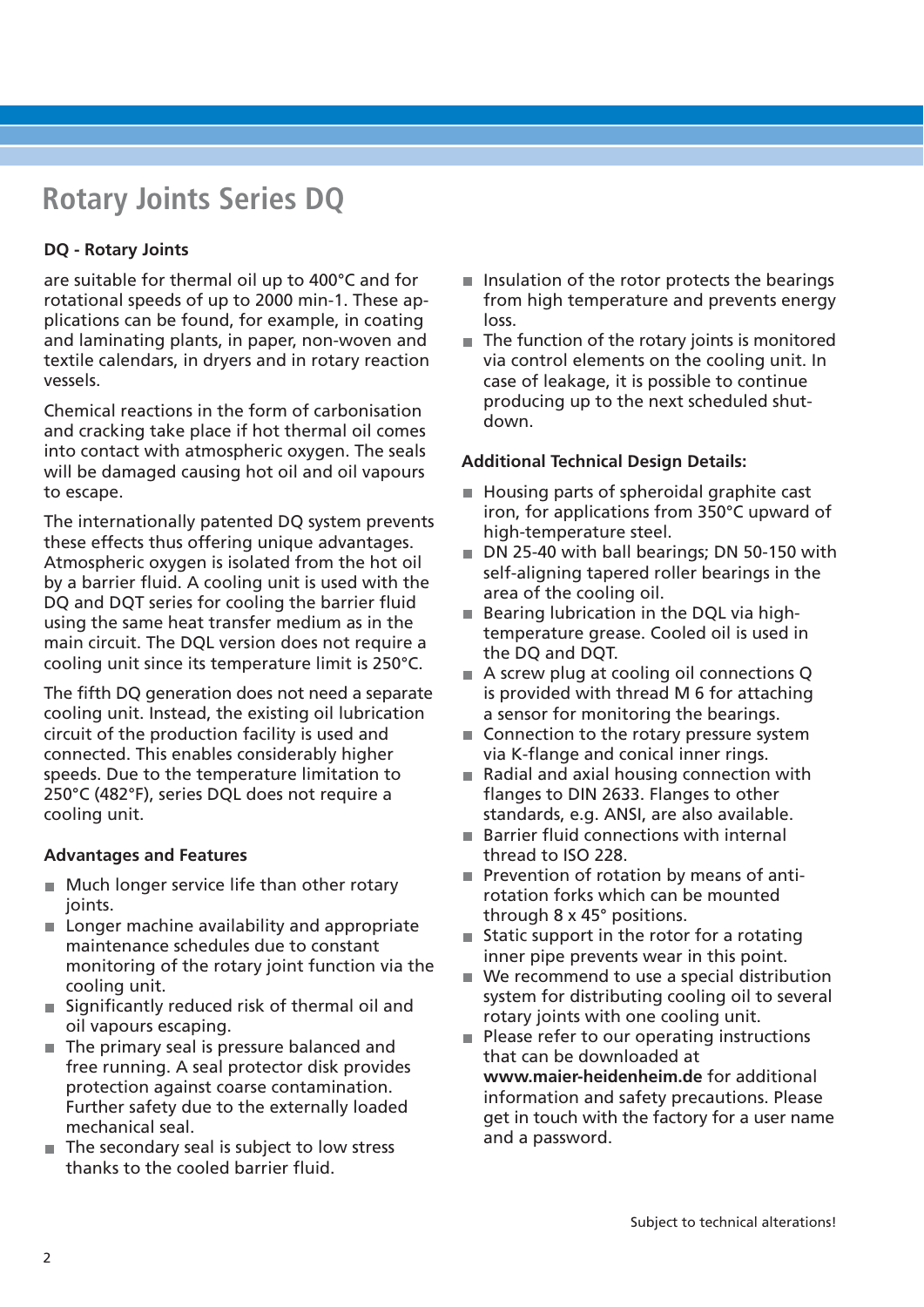# Rotary Joints Series DQ

**DQ - Rotary Joints**

are suitable for thermal oil up to 400°C and for rotational speeds of up to 2000 min-1. These applications can be found, for example, in coating and laminating plants, in paper, non-woven and textile calendars, in dryers and in rotary reaction vessels.

Chemical reactions in the form of carbonisation and cracking take place if hot thermal oil comes into contact with atmospheric oxygen. The seals will be damaged causing hot oil and oil vapours to escape.

The internationally patented DQ system prevents these effects thus offering unique advantages. Atmospheric oxygen is isolated from the hot oil by a barrier fluid. A cooling unit is used with the DQ and DQT series for cooling the barrier fluid using the same heat transfer medium as in the main circuit. The DQL version does not require a cooling unit since its temperature limit is 250°C.

The fifth DQ generation does not need a separate cooling unit. Instead, the existing oil lubrication circuit of the production facility is used and connected. This enables considerably higher speeds. Due to the temperature limitation to 250°C (482°F), series DQL does not require a cooling unit.

**Advantages and Features**

- Much longer service life than other rotary joints.
- Longer machine availability and appropriate maintenance schedules due to constant monitoring of the rotary joint function via the cooling unit.
- Significantly reduced risk of thermal oil and oil vapours escaping.
- The primary seal is pressure balanced and free running. A seal protector disk provides protection against coarse contamination. Further safety due to the externally loaded mechanical seal.
- The secondary seal is subject to low stress thanks to the cooled barrier fluid.
- Insulation of the rotor protects the bearings from high temperature and prevents energy loss.
- The function of the rotary joints is monitored via control elements on the cooling unit. In case of leakage, it is possible to continue producing up to the next scheduled shut-down.

**Additional Technical Design Details:**

- Housing parts of spheroidal graphite cast iron, for applications from 350°C upward of high-temperature steel.
- DN 25-40 with ball bearings; DN 50-150 with self-aligning tapered roller bearings in the area of the cooling oil.
- Bearing lubrication in the DQL via high-temperature grease. Cooled oil is used in the DQ and DQT.
- A screw plug at cooling oil connections Q is provided with thread M 6 for attaching a sensor for monitoring the bearings.
- Connection to the rotary pressure system via K-flange and conical inner rings.
- Radial and axial housing connection with flanges to DIN 2633. Flanges to other standards, e.g. ANSI, are also available.
- Barrier fluid connections with internal thread to ISO 228.
- Prevention of rotation by means of anti-rotation forks which can be mounted through 8 x 45° positions.
- Static support in the rotor for a rotating inner pipe prevents wear in this point.
- We recommend to use a special distribution system for distributing cooling oil to several rotary joints with one cooling unit.
- Please refer to our operating instructions that can be downloaded at **www.maier-heidenheim.de** for additional information and safety precautions. Please get in touch with the factory for a user name and a password.

Subject to technical alterations!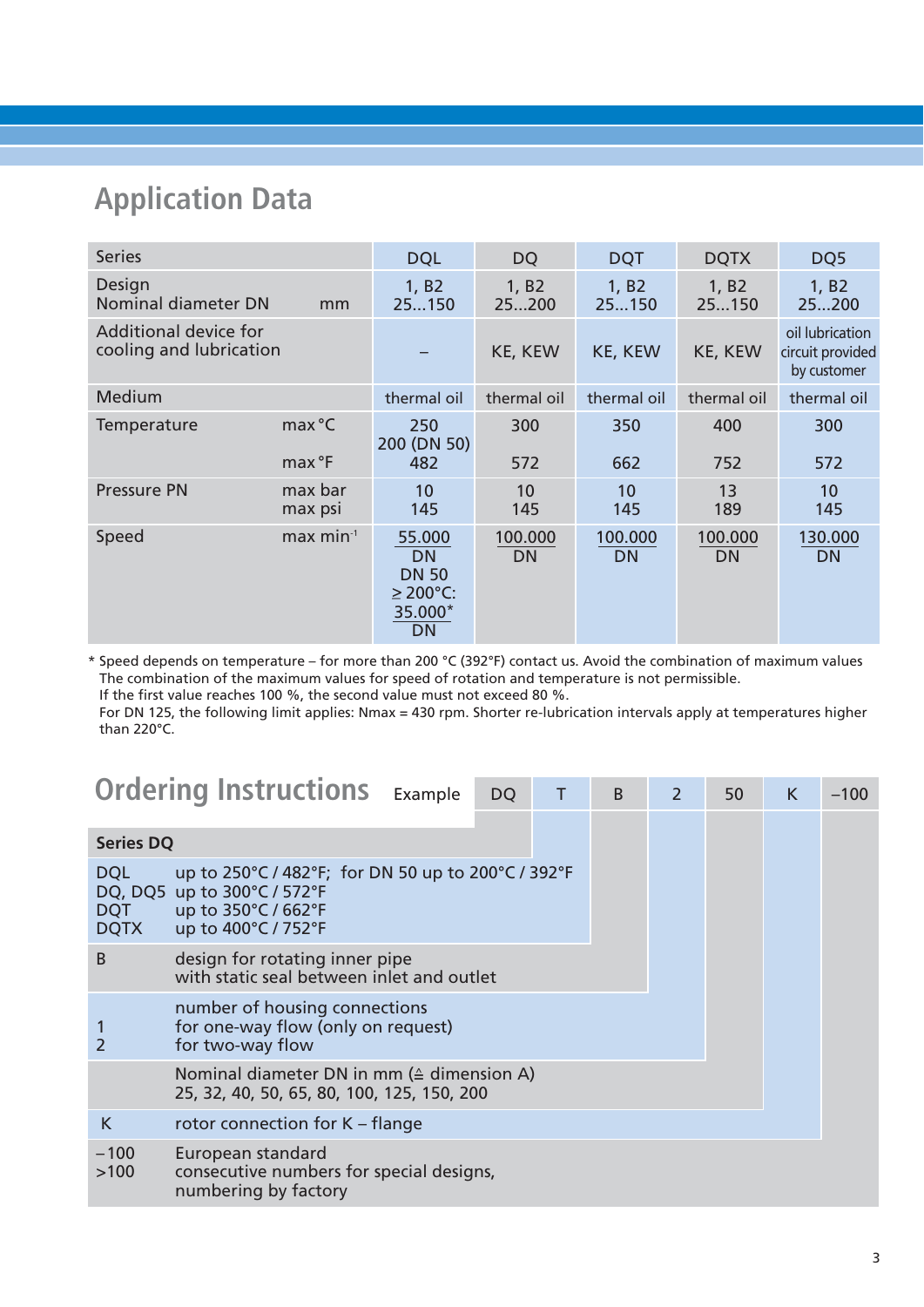## Application Data

| Series | | DQL | DQ | DQT | DQTX | DQ5 |
|---|---|---|---|---|---|---|
| Design<br>Nominal diameter DN | mm | 1, B2<br>25...150 | 1, B2<br>25...200 | 1, B2<br>25...150 | 1, B2<br>25...150 | 1, B2<br>25...200 |
| Additional device for cooling and lubrication | | – | KE, KEW | KE, KEW | KE, KEW | oil lubrication circuit provided by customer |
| Medium | | thermal oil | thermal oil | thermal oil | thermal oil | thermal oil |
| Temperature | max °C<br>max °F | 250<br>200 (DN 50)<br>482 | 300<br>572 | 350<br>662 | 400<br>752 | 300<br>572 |
| Pressure PN | max bar<br>max psi | 10<br>145 | 10<br>145 | 10<br>145 | 13<br>189 | 10<br>145 |
| Speed | max $min^{-1}$ | $\frac{55.000}{DN}$<br>DN 50<br>≥ 200°C:<br>$\frac{35.000^*}{DN}$ | $\frac{100.000}{DN}$ | $\frac{100.000}{DN}$ | $\frac{100.000}{DN}$ | $\frac{130.000}{DN}$ |

\* Speed depends on temperature – for more than 200 °C (392°F) contact us. Avoid the combination of maximum values
The combination of the maximum values for speed of rotation and temperature is not permissible.
If the first value reaches 100 %, the second value must not exceed 80 %.
For DN 125, the following limit applies: Nmax = 430 rpm. Shorter re-lubrication intervals apply at temperatures higher than 220°C.

## Ordering Instructions

| Example | DQ | T | B | 2 | 50 | K | –100 |
|---|---|---|---|---|---|---|---|

**Series DQ**

| Code | Description |
|---|---|
| DQL<br>DQ, DQ5<br>DQT<br>DQTX | up to 250°C / 482°F; for DN 50 up to 200°C / 392°F<br>up to 300°C / 572°F<br>up to 350°C / 662°F<br>up to 400°C / 752°F |
| B | design for rotating inner pipe<br>with static seal between inlet and outlet |
| <br>1<br>2 | number of housing connections<br>for one-way flow (only on request)<br>for two-way flow |
| | Nominal diameter DN in mm (≙ dimension A)<br>25, 32, 40, 50, 65, 80, 100, 125, 150, 200 |
| K | rotor connection for K – flange |
| –100<br>>100 | European standard<br>consecutive numbers for special designs, numbering by factory |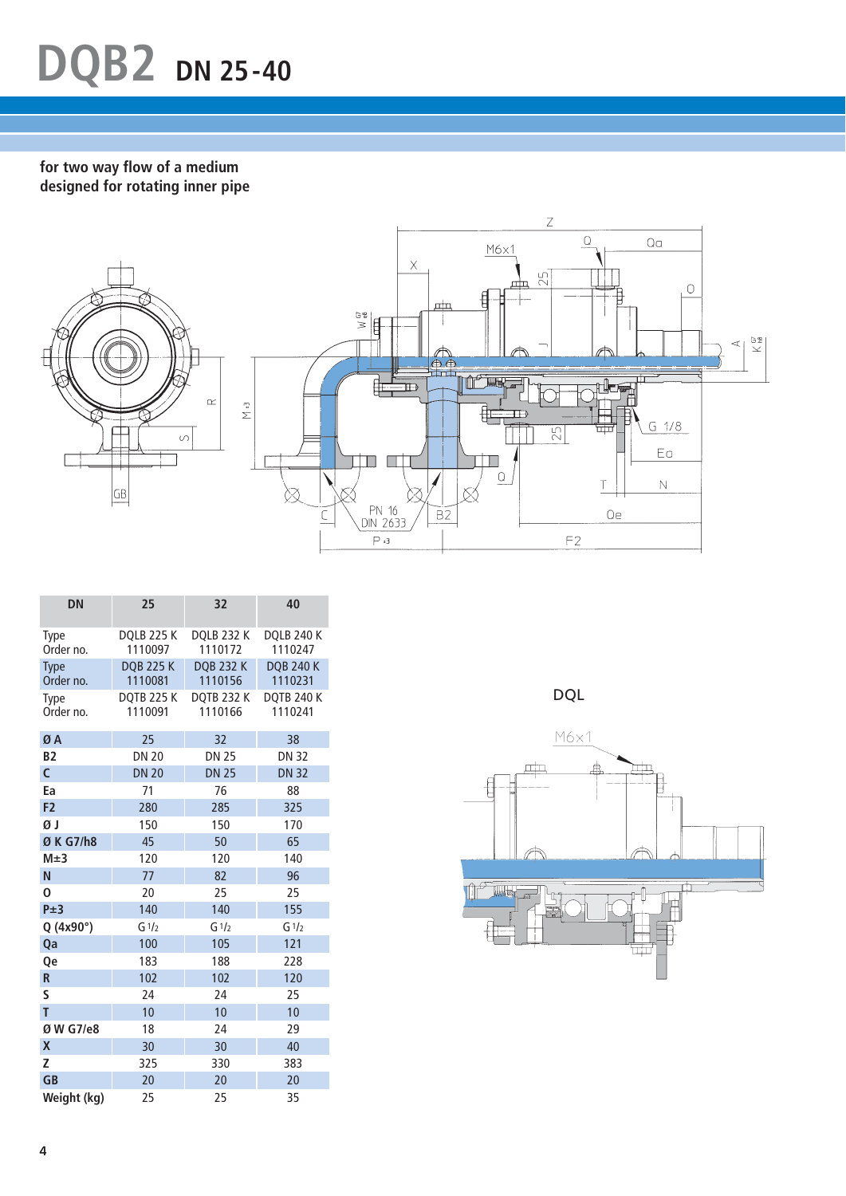# DQB2 DN 25-40

for two way flow of a medium
designed for rotating inner pipe

| DN | 25 | 32 | 40 |
|---|---|---|---|
| Type<br>Order no. | DQLB 225 K<br>1110097 | DQLB 232 K<br>1110172 | DQLB 240 K<br>1110247 |
| Type<br>Order no. | DQB 225 K<br>1110081 | DQB 232 K<br>1110156 | DQB 240 K<br>1110231 |
| Type<br>Order no. | DQTB 225 K<br>1110091 | DQTB 232 K<br>1110166 | DQTB 240 K<br>1110241 |
| **Ø A** | 25 | 32 | 38 |
| **B2** | DN 20 | DN 25 | DN 32 |
| **C** | DN 20 | DN 25 | DN 32 |
| **Ea** | 71 | 76 | 88 |
| **F2** | 280 | 285 | 325 |
| **Ø J** | 150 | 150 | 170 |
| **Ø K G7/h8** | 45 | 50 | 65 |
| **M±3** | 120 | 120 | 140 |
| **N** | 77 | 82 | 96 |
| **O** | 20 | 25 | 25 |
| **P±3** | 140 | 140 | 155 |
| **Q (4x90°)** | G 1/2 | G 1/2 | G 1/2 |
| **Qa** | 100 | 105 | 121 |
| **Qe** | 183 | 188 | 228 |
| **R** | 102 | 102 | 120 |
| **S** | 24 | 24 | 25 |
| **T** | 10 | 10 | 10 |
| **Ø W G7/e8** | 18 | 24 | 29 |
| **X** | 30 | 30 | 40 |
| **Z** | 325 | 330 | 383 |
| **GB** | 20 | 20 | 20 |
| **Weight (kg)** | 25 | 25 | 35 |

DQL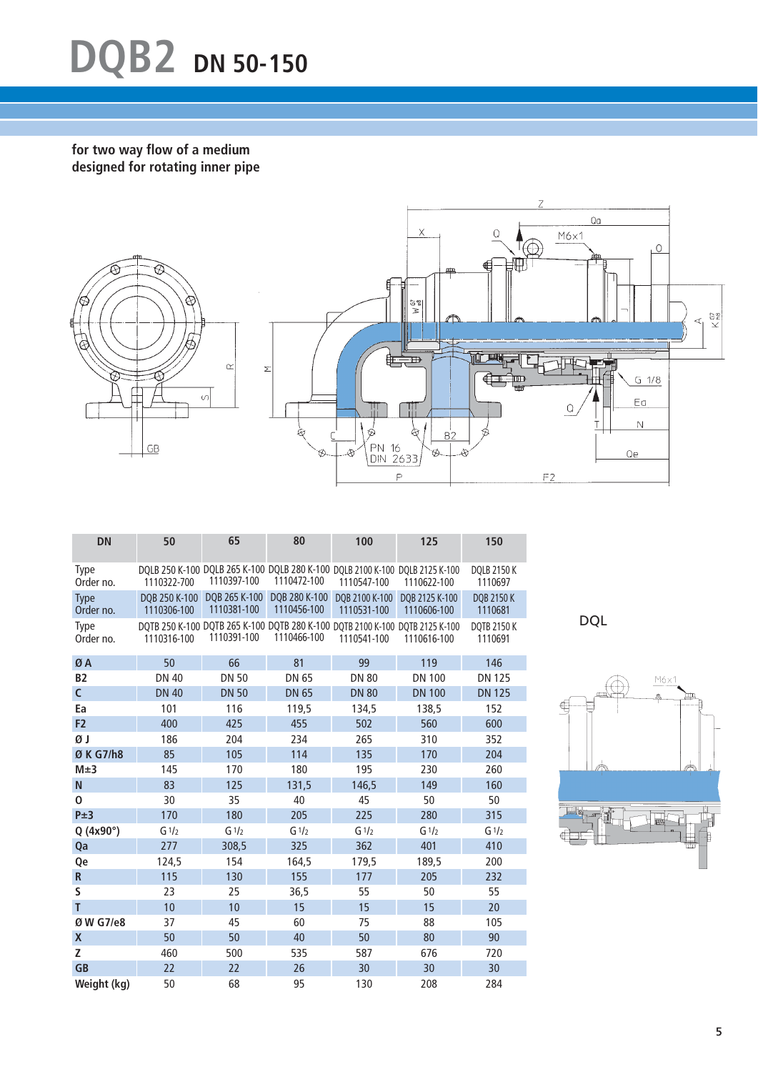# DQB2 DN 50-150

**for two way flow of a medium**
**designed for rotating inner pipe**

| DN | 50 | 65 | 80 | 100 | 125 | 150 |
|---|---|---|---|---|---|---|
| Type<br>Order no. | DQLB 250 K-100<br>1110322-700 | DQLB 265 K-100<br>1110397-100 | DQLB 280 K-100<br>1110472-100 | DQLB 2100 K-100<br>1110547-100 | DQLB 2125 K-100<br>1110622-100 | DQLB 2150 K<br>1110697 |
| Type<br>Order no. | DQB 250 K-100<br>1110306-100 | DQB 265 K-100<br>1110381-100 | DQB 280 K-100<br>1110456-100 | DQB 2100 K-100<br>1110531-100 | DQB 2125 K-100<br>1110606-100 | DQB 2150 K<br>1110681 |
| Type<br>Order no. | DQTB 250 K-100<br>1110316-100 | DQTB 265 K-100<br>1110391-100 | DQTB 280 K-100<br>1110466-100 | DQTB 2100 K-100<br>1110541-100 | DQTB 2125 K-100<br>1110616-100 | DQTB 2150 K<br>1110691 |
| **Ø A** | 50 | 66 | 81 | 99 | 119 | 146 |
| **B2** | DN 40 | DN 50 | DN 65 | DN 80 | DN 100 | DN 125 |
| **C** | DN 40 | DN 50 | DN 65 | DN 80 | DN 100 | DN 125 |
| **Ea** | 101 | 116 | 119,5 | 134,5 | 138,5 | 152 |
| **F2** | 400 | 425 | 455 | 502 | 560 | 600 |
| **Ø J** | 186 | 204 | 234 | 265 | 310 | 352 |
| **Ø K G7/h8** | 85 | 105 | 114 | 135 | 170 | 204 |
| **M±3** | 145 | 170 | 180 | 195 | 230 | 260 |
| **N** | 83 | 125 | 131,5 | 146,5 | 149 | 160 |
| **O** | 30 | 35 | 40 | 45 | 50 | 50 |
| **P±3** | 170 | 180 | 205 | 225 | 280 | 315 |
| **Q (4x90°)** | G 1/2 | G 1/2 | G 1/2 | G 1/2 | G 1/2 | G 1/2 |
| **Qa** | 277 | 308,5 | 325 | 362 | 401 | 410 |
| **Qe** | 124,5 | 154 | 164,5 | 179,5 | 189,5 | 200 |
| **R** | 115 | 130 | 155 | 177 | 205 | 232 |
| **S** | 23 | 25 | 36,5 | 55 | 50 | 55 |
| **T** | 10 | 10 | 15 | 15 | 15 | 20 |
| **Ø W G7/e8** | 37 | 45 | 60 | 75 | 88 | 105 |
| **X** | 50 | 50 | 40 | 50 | 80 | 90 |
| **Z** | 460 | 500 | 535 | 587 | 676 | 720 |
| **GB** | 22 | 22 | 26 | 30 | 30 | 30 |
| **Weight (kg)** | 50 | 68 | 95 | 130 | 208 | 284 |

DQL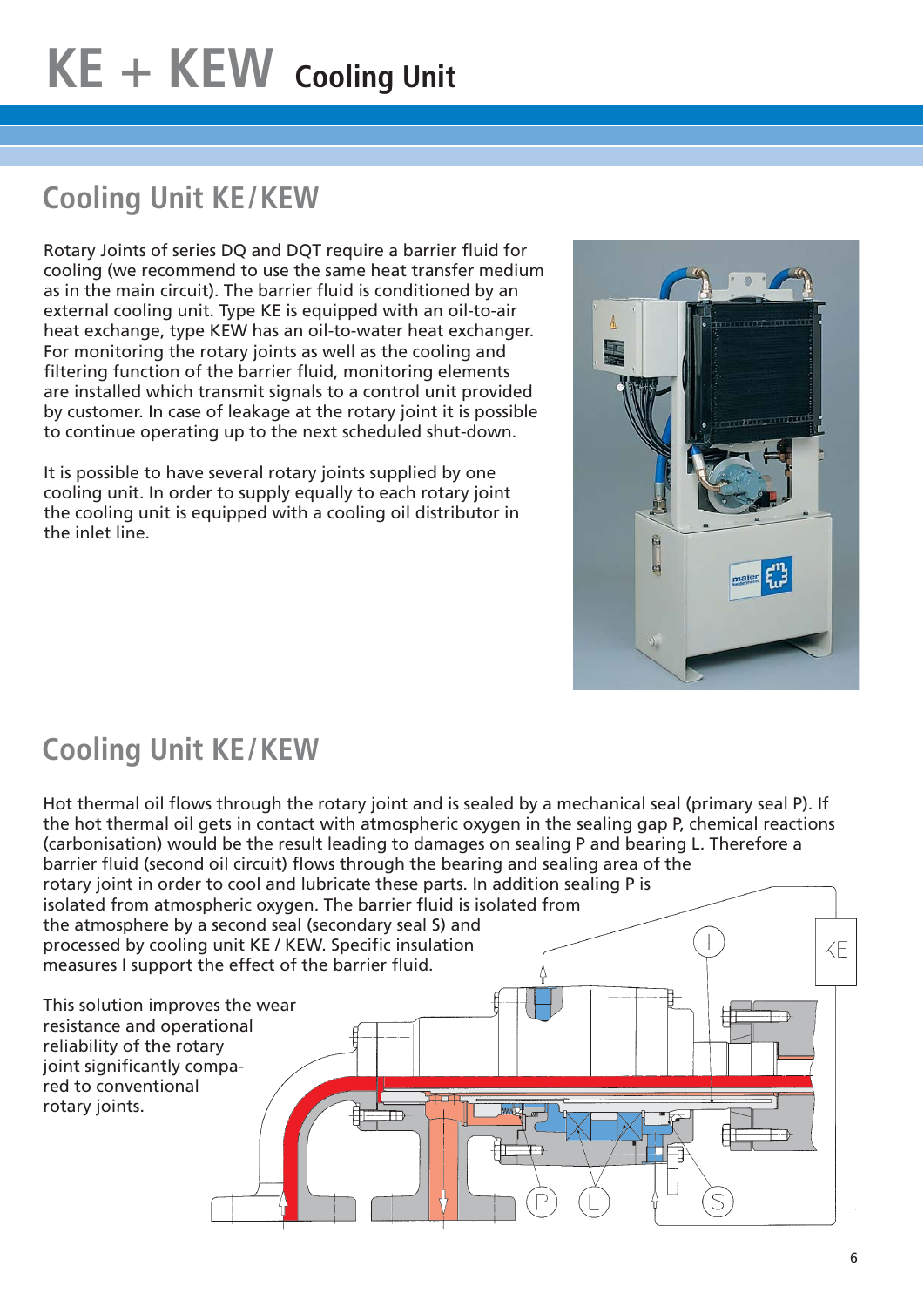# KE + KEW Cooling Unit

## Cooling Unit KE/KEW

Rotary Joints of series DQ and DQT require a barrier fluid for cooling (we recommend to use the same heat transfer medium as in the main circuit). The barrier fluid is conditioned by an external cooling unit. Type KE is equipped with an oil-to-air heat exchange, type KEW has an oil-to-water heat exchanger. For monitoring the rotary joints as well as the cooling and filtering function of the barrier fluid, monitoring elements are installed which transmit signals to a control unit provided by customer. In case of leakage at the rotary joint it is possible to continue operating up to the next scheduled shut-down.

It is possible to have several rotary joints supplied by one cooling unit. In order to supply equally to each rotary joint the cooling unit is equipped with a cooling oil distributor in the inlet line.

## Cooling Unit KE/KEW

Hot thermal oil flows through the rotary joint and is sealed by a mechanical seal (primary seal P). If the hot thermal oil gets in contact with atmospheric oxygen in the sealing gap P, chemical reactions (carbonisation) would be the result leading to damages on sealing P and bearing L. Therefore a barrier fluid (second oil circuit) flows through the bearing and sealing area of the rotary joint in order to cool and lubricate these parts. In addition sealing P is isolated from atmospheric oxygen. The barrier fluid is isolated from the atmosphere by a second seal (secondary seal S) and processed by cooling unit KE / KEW. Specific insulation measures I support the effect of the barrier fluid.

This solution improves the wear resistance and operational reliability of the rotary joint significantly compared to conventional rotary joints.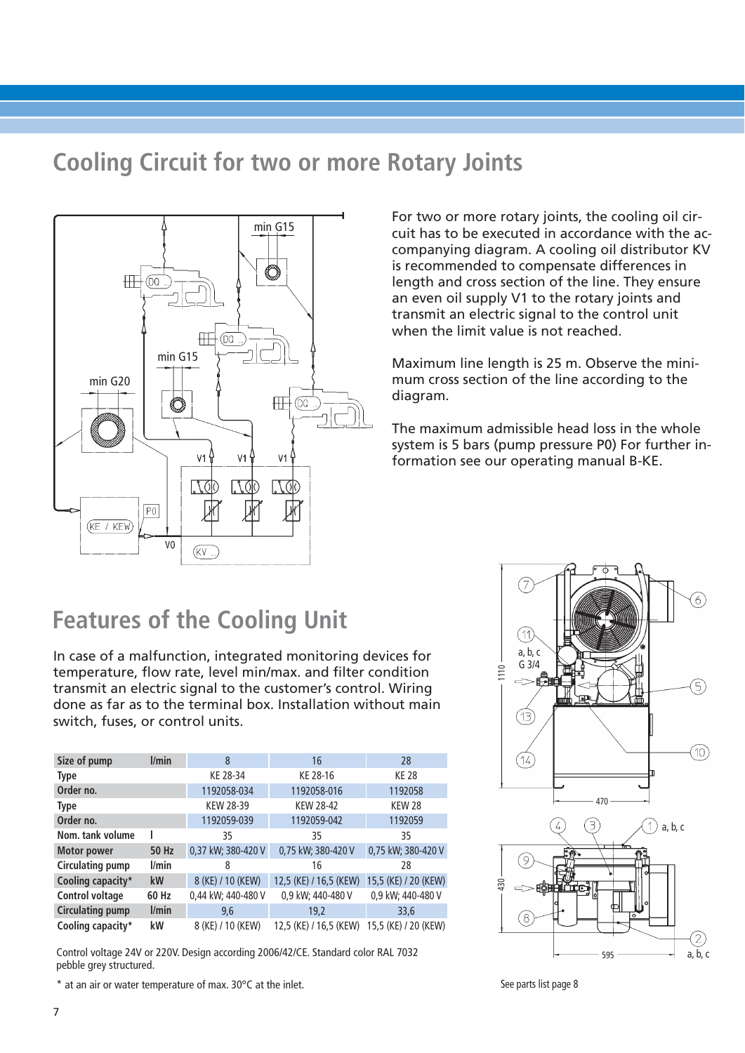# Cooling Circuit for two or more Rotary Joints

For two or more rotary joints, the cooling oil circuit has to be executed in accordance with the accompanying diagram. A cooling oil distributor KV is recommended to compensate differences in length and cross section of the line. They ensure an even oil supply V1 to the rotary joints and transmit an electric signal to the control unit when the limit value is not reached.

Maximum line length is 25 m. Observe the minimum cross section of the line according to the diagram.

The maximum admissible head loss in the whole system is 5 bars (pump pressure P0) For further information see our operating manual B-KE.

# Features of the Cooling Unit

In case of a malfunction, integrated monitoring devices for temperature, flow rate, level min/max. and filter condition transmit an electric signal to the customer's control. Wiring done as far as to the terminal box. Installation without main switch, fuses, or control units.

| Size of pump | l/min | 8 | 16 | 28 |
|---|---|---|---|---|
| Type | | KE 28-34 | KE 28-16 | KE 28 |
| Order no. | | 1192058-034 | 1192058-016 | 1192058 |
| Type | | KEW 28-39 | KEW 28-42 | KEW 28 |
| Order no. | | 1192059-039 | 1192059-042 | 1192059 |
| Nom. tank volume | l | 35 | 35 | 35 |
| Motor power | 50 Hz | 0,37 kW; 380-420 V | 0,75 kW; 380-420 V | 0,75 kW; 380-420 V |
| Circulating pump | l/min | 8 | 16 | 28 |
| Cooling capacity* | kW | 8 (KE) / 10 (KEW) | 12,5 (KE) / 16,5 (KEW) | 15,5 (KE) / 20 (KEW) |
| Control voltage | 60 Hz | 0,44 kW; 440-480 V | 0,9 kW; 440-480 V | 0,9 kW; 440-480 V |
| Circulating pump | l/min | 9,6 | 19,2 | 33,6 |
| Cooling capacity* | kW | 8 (KE) / 10 (KEW) | 12,5 (KE) / 16,5 (KEW) | 15,5 (KE) / 20 (KEW) |

Control voltage 24V or 220V. Design according 2006/42/CE. Standard color RAL 7032 pebble grey structured.

\* at an air or water temperature of max. 30°C at the inlet.

See parts list page 8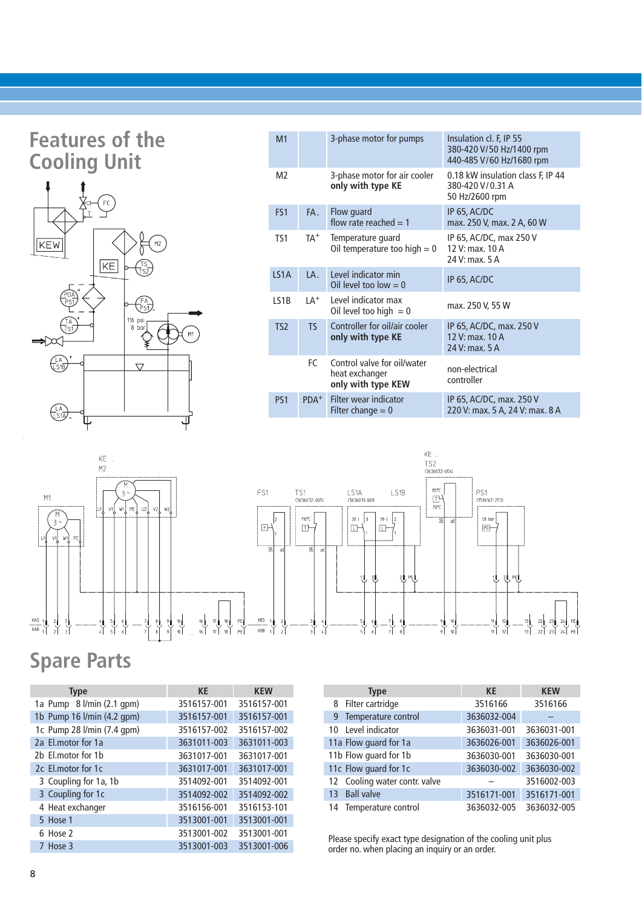# Features of the Cooling Unit

| | | | |
|---|---|---|---|
| M1 | | 3-phase motor for pumps | Insulation cl. F, IP 55<br>380-420 V/50 Hz/1400 rpm<br>440-485 V/60 Hz/1680 rpm |
| M2 | | 3-phase motor for air cooler<br>**only with type KE** | 0.18 kW insulation class F, IP 44<br>380-420 V/0.31 A<br>50 Hz/2600 rpm |
| FS1 | FA- | Flow guard<br>flow rate reached = 1 | IP 65, AC/DC<br>max. 250 V, max. 2 A, 60 W |
| TS1 | TA+ | Temperature guard<br>Oil temperature too high = 0 | IP 65, AC/DC, max 250 V<br>12 V: max. 10 A<br>24 V: max. 5 A |
| LS1A | LA- | Level indicator min<br>Oil level too low = 0 | IP 65, AC/DC |
| LS1B | LA+ | Level indicator max<br>Oil level too high = 0 | max. 250 V, 55 W |
| TS2 | TS | Controller for oil/air cooler<br>**only with type KE** | IP 65, AC/DC, max. 250 V<br>12 V: max. 10 A<br>24 V: max. 5 A |
| | FC | Control valve for oil/water heat exchanger<br>**only with type KEW** | non-electrical controller |
| PS1 | PDA+ | Filter wear indicator<br>Filter change = 0 | IP 65, AC/DC, max. 250 V<br>220 V: max. 5 A, 24 V: max. 8 A |

# Spare Parts

| Type | KE | KEW |
|---|---|---|
| 1a Pump 8 l/min (2.1 gpm) | 3516157-001 | 3516157-001 |
| 1b Pump 16 l/min (4.2 gpm) | 3516157-001 | 3516157-001 |
| 1c Pump 28 l/min (7.4 gpm) | 3516157-002 | 3516157-002 |
| 2a El.motor for 1a | 3631011-003 | 3631011-003 |
| 2b El.motor for 1b | 3631017-001 | 3631017-001 |
| 2c El.motor for 1c | 3631017-001 | 3631017-001 |
| 3 Coupling for 1a, 1b | 3514092-001 | 3514092-001 |
| 3 Coupling for 1c | 3514092-002 | 3514092-002 |
| 4 Heat exchanger | 3516156-001 | 3516153-101 |
| 5 Hose 1 | 3513001-001 | 3513001-001 |
| 6 Hose 2 | 3513001-002 | 3513001-001 |
| 7 Hose 3 | 3513001-003 | 3513001-006 |

| Type | KE | KEW |
|---|---|---|
| 8 Filter cartridge | 3516166 | 3516166 |
| 9 Temperature control | 3636032-004 | – |
| 10 Level indicator | 3636031-001 | 3636031-001 |
| 11a Flow guard for 1a | 3636026-001 | 3636026-001 |
| 11b Flow guard for 1b | 3636030-001 | 3636030-001 |
| 11c Flow guard for 1c | 3636030-002 | 3636030-002 |
| 12 Cooling water contr. valve | – | 3516002-003 |
| 13 Ball valve | 3516171-001 | 3516171-001 |
| 14 Temperature control | 3636032-005 | 3636032-005 |

Please specify exact type designation of the cooling unit plus order no. when placing an inquiry or an order.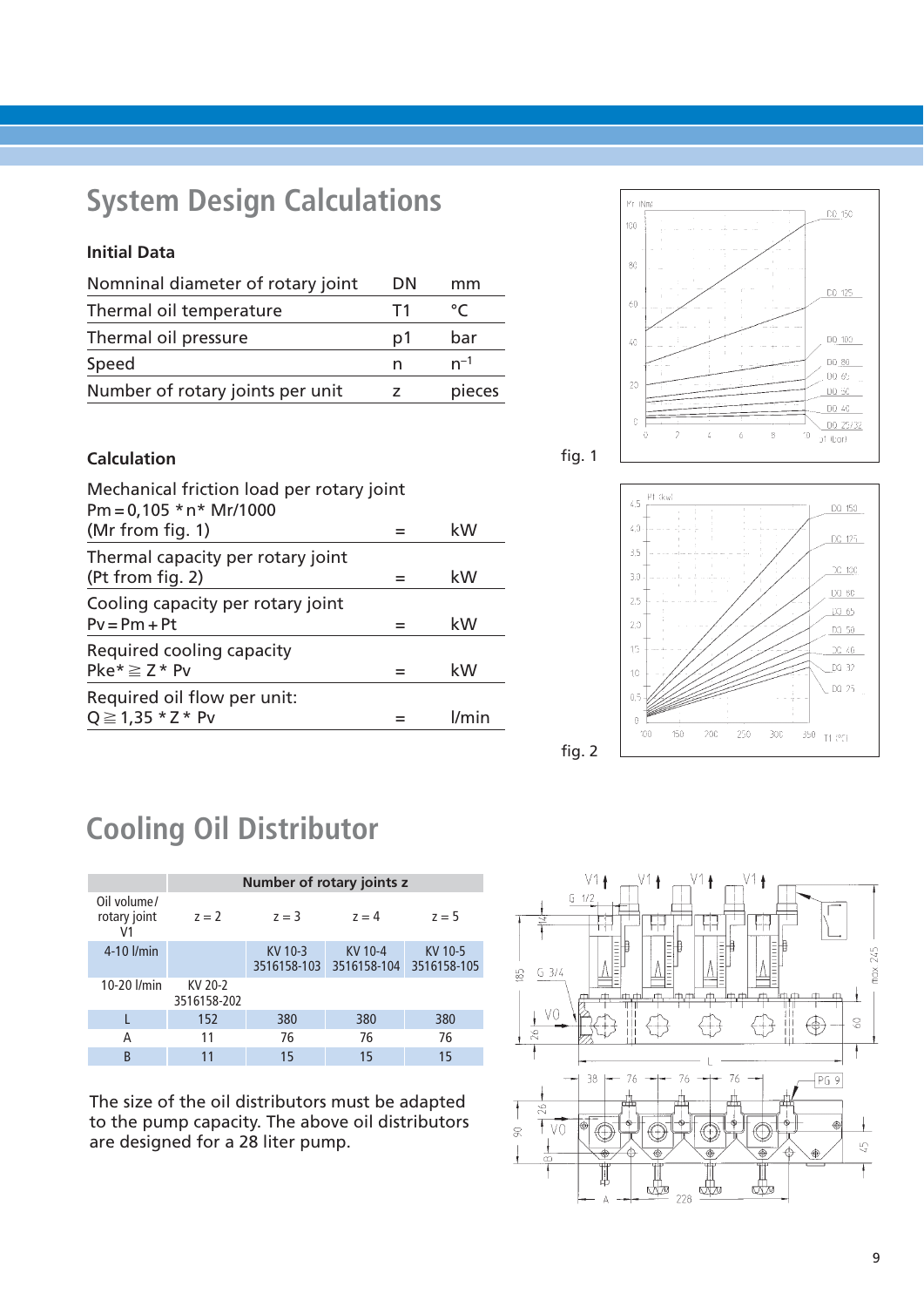## System Design Calculations

### Initial Data

| | | |
|---|---|---|
| Nomninal diameter of rotary joint | DN | mm |
| Thermal oil temperature | T1 | °C |
| Thermal oil pressure | p1 | bar |
| Speed | n | $n^{-1}$ |
| Number of rotary joints per unit | z | pieces |

### Calculation

| | | |
|---|---|---|
| Mechanical friction load per rotary joint<br>$Pm = 0,105 * n * Mr/1000$<br>(Mr from fig. 1) | = | kW |
| Thermal capacity per rotary joint<br>(Pt from fig. 2) | = | kW |
| Cooling capacity per rotary joint<br>$Pv = Pm + Pt$ | = | kW |
| Required cooling capacity<br>$Pke^* \geqq Z * Pv$ | = | kW |
| Required oil flow per unit:<br>$Q \geqq 1,35 * Z * Pv$ | = | l/min |

fig. 1

fig. 2

## Cooling Oil Distributor

| Oil volume/ rotary joint V1 | Number of rotary joints z<br>z = 2 | z = 3 | z = 4 | z = 5 |
|---|---|---|---|---|
| 4-10 l/min | | KV 10-3<br>3516158-103 | KV 10-4<br>3516158-104 | KV 10-5<br>3516158-105 |
| 10-20 l/min | KV 20-2<br>3516158-202 | | | |
| L | 152 | 380 | 380 | 380 |
| A | 11 | 76 | 76 | 76 |
| B | 11 | 15 | 15 | 15 |

The size of the oil distributors must be adapted to the pump capacity. The above oil distributors are designed for a 28 liter pump.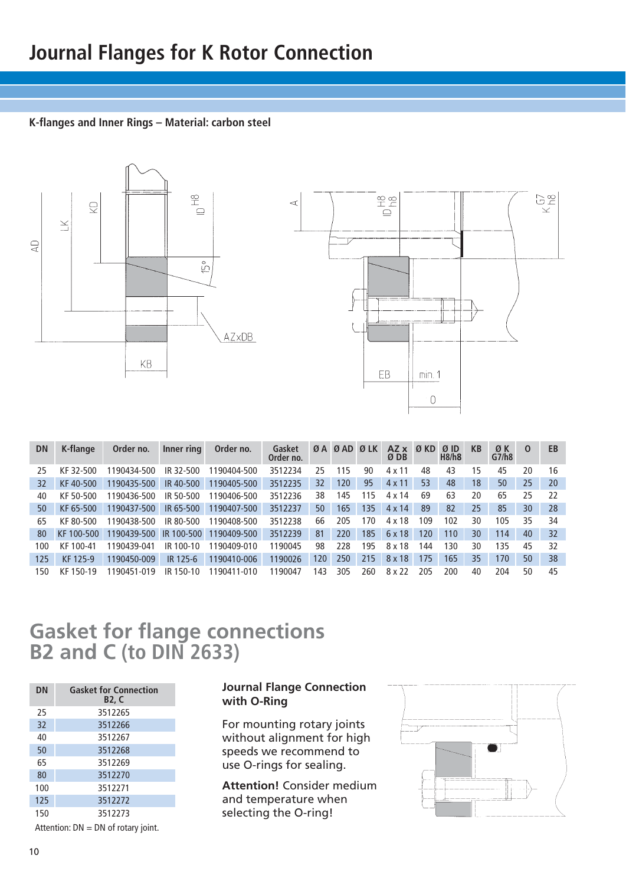# Journal Flanges for K Rotor Connection

**K-flanges and Inner Rings – Material: carbon steel**

| DN | K-flange | Order no. | Inner ring | Order no. | Gasket Order no. | Ø A | Ø AD | Ø LK | AZ x Ø DB | Ø KD | Ø ID H8/h8 | KB | Ø K G7/h8 | O | EB |
|---|---|---|---|---|---|---|---|---|---|---|---|---|---|---|---|
| 25 | KF 32-500 | 1190434-500 | IR 32-500 | 1190404-500 | 3512234 | 25 | 115 | 90 | 4 x 11 | 48 | 43 | 15 | 45 | 20 | 16 |
| 32 | KF 40-500 | 1190435-500 | IR 40-500 | 1190405-500 | 3512235 | 32 | 120 | 95 | 4 x 11 | 53 | 48 | 18 | 50 | 25 | 20 |
| 40 | KF 50-500 | 1190436-500 | IR 50-500 | 1190406-500 | 3512236 | 38 | 145 | 115 | 4 x 14 | 69 | 63 | 20 | 65 | 25 | 22 |
| 50 | KF 65-500 | 1190437-500 | IR 65-500 | 1190407-500 | 3512237 | 50 | 165 | 135 | 4 x 14 | 89 | 82 | 25 | 85 | 30 | 28 |
| 65 | KF 80-500 | 1190438-500 | IR 80-500 | 1190408-500 | 3512238 | 66 | 205 | 170 | 4 x 18 | 109 | 102 | 30 | 105 | 35 | 34 |
| 80 | KF 100-500 | 1190439-500 | IR 100-500 | 1190409-500 | 3512239 | 81 | 220 | 185 | 6 x 18 | 120 | 110 | 30 | 114 | 40 | 32 |
| 100 | KF 100-41 | 1190439-041 | IR 100-10 | 1190409-010 | 1190045 | 98 | 228 | 195 | 8 x 18 | 144 | 130 | 30 | 135 | 45 | 32 |
| 125 | KF 125-9 | 1190450-009 | IR 125-6 | 1190410-006 | 1190026 | 120 | 250 | 215 | 8 x 18 | 175 | 165 | 35 | 170 | 50 | 38 |
| 150 | KF 150-19 | 1190451-019 | IR 150-10 | 1190411-010 | 1190047 | 143 | 305 | 260 | 8 x 22 | 205 | 200 | 40 | 204 | 50 | 45 |

# Gasket for flange connections B2 and C (to DIN 2633)

| DN | Gasket for Connection B2, C |
|---|---|
| 25 | 3512265 |
| 32 | 3512266 |
| 40 | 3512267 |
| 50 | 3512268 |
| 65 | 3512269 |
| 80 | 3512270 |
| 100 | 3512271 |
| 125 | 3512272 |
| 150 | 3512273 |

Attention: DN = DN of rotary joint.

**Journal Flange Connection with O-Ring**

For mounting rotary joints without alignment for high speeds we recommend to use O-rings for sealing.

**Attention!** Consider medium and temperature when selecting the O-ring!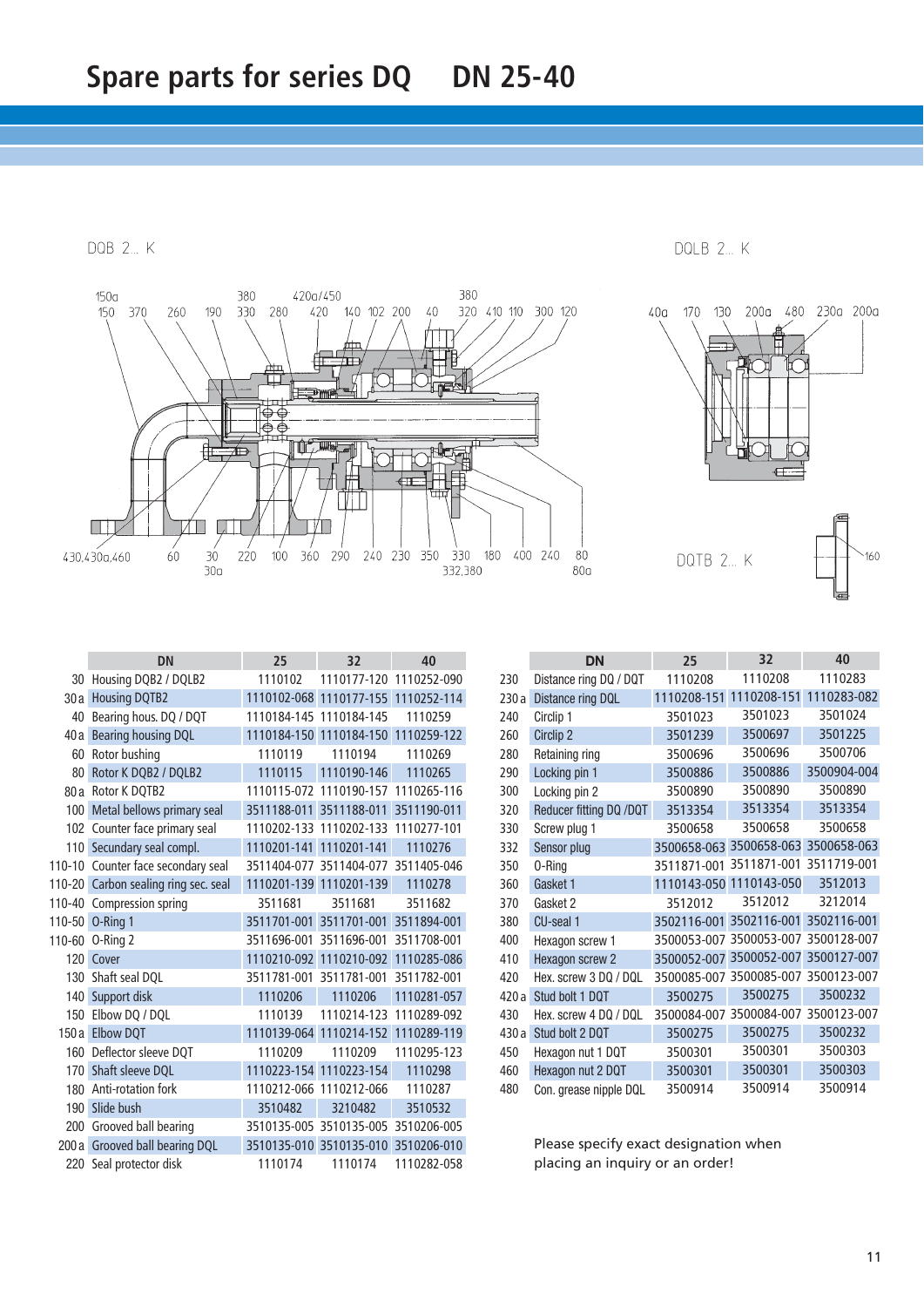# Spare parts for series DQ DN 25-40

DQB 2.. K

DQLB 2.. K

DQTB 2.. K

| | DN | 25 | 32 | 40 |
|---|---|---|---|---|
| 30 | Housing DQB2 / DQLB2 | 1110102 | 1110177-120 | 1110252-090 |
| 30 a | Housing DQTB2 | 1110102-068 | 1110177-155 | 1110252-114 |
| 40 | Bearing hous. DQ / DQT | 1110184-145 | 1110184-145 | 1110259 |
| 40 a | Bearing housing DQL | 1110184-150 | 1110184-150 | 1110259-122 |
| 60 | Rotor bushing | 1110119 | 1110194 | 1110269 |
| 80 | Rotor K DQB2 / DQLB2 | 1110115 | 1110190-146 | 1110265 |
| 80 a | Rotor K DQTB2 | 1110115-072 | 1110190-157 | 1110265-116 |
| 100 | Metal bellows primary seal | 3511188-011 | 3511188-011 | 3511190-011 |
| 102 | Counter face primary seal | 1110202-133 | 1110202-133 | 1110277-101 |
| 110 | Secundary seal compl. | 1110201-141 | 1110201-141 | 1110276 |
| 110-10 | Counter face secondary seal | 3511404-077 | 3511404-077 | 3511405-046 |
| 110-20 | Carbon sealing ring sec. seal | 1110201-139 | 1110201-139 | 1110278 |
| 110-40 | Compression spring | 3511681 | 3511681 | 3511682 |
| 110-50 | O-Ring 1 | 3511701-001 | 3511701-001 | 3511894-001 |
| 110-60 | O-Ring 2 | 3511696-001 | 3511696-001 | 3511708-001 |
| 120 | Cover | 1110210-092 | 1110210-092 | 1110285-086 |
| 130 | Shaft seal DQL | 3511781-001 | 3511781-001 | 3511782-001 |
| 140 | Support disk | 1110206 | 1110206 | 1110281-057 |
| 150 | Elbow DQ / DQL | 1110139 | 1110214-123 | 1110289-092 |
| 150 a | Elbow DQT | 1110139-064 | 1110214-152 | 1110289-119 |
| 160 | Deflector sleeve DQT | 1110209 | 1110209 | 1110295-123 |
| 170 | Shaft sleeve DQL | 1110223-154 | 1110223-154 | 1110298 |
| 180 | Anti-rotation fork | 1110212-066 | 1110212-066 | 1110287 |
| 190 | Slide bush | 3510482 | 3210482 | 3510532 |
| 200 | Grooved ball bearing | 3510135-005 | 3510135-005 | 3510206-005 |
| 200 a | Grooved ball bearing DQL | 3510135-010 | 3510135-010 | 3510206-010 |
| 220 | Seal protector disk | 1110174 | 1110174 | 1110282-058 |

| | DN | 25 | 32 | 40 |
|---|---|---|---|---|
| 230 | Distance ring DQ / DQT | 1110208 | 1110208 | 1110283 |
| 230 a | Distance ring DQL | 1110208-151 | 1110208-151 | 1110283-082 |
| 240 | Circlip 1 | 3501023 | 3501023 | 3501024 |
| 260 | Circlip 2 | 3501239 | 3500697 | 3501225 |
| 280 | Retaining ring | 3500696 | 3500696 | 3500706 |
| 290 | Locking pin 1 | 3500886 | 3500886 | 3500904-004 |
| 300 | Locking pin 2 | 3500890 | 3500890 | 3500890 |
| 320 | Reducer fitting DQ /DQT | 3513354 | 3513354 | 3513354 |
| 330 | Screw plug 1 | 3500658 | 3500658 | 3500658 |
| 332 | Sensor plug | 3500658-063 | 3500658-063 | 3500658-063 |
| 350 | O-Ring | 3511871-001 | 3511871-001 | 3511719-001 |
| 360 | Gasket 1 | 1110143-050 | 1110143-050 | 3512013 |
| 370 | Gasket 2 | 3512012 | 3512012 | 3212014 |
| 380 | CU-seal 1 | 3502116-001 | 3502116-001 | 3502116-001 |
| 400 | Hexagon screw 1 | 3500053-007 | 3500053-007 | 3500128-007 |
| 410 | Hexagon screw 2 | 3500052-007 | 3500052-007 | 3500127-007 |
| 420 | Hex. screw 3 DQ / DQL | 3500085-007 | 3500085-007 | 3500123-007 |
| 420 a | Stud bolt 1 DQT | 3500275 | 3500275 | 3500232 |
| 430 | Hex. screw 4 DQ / DQL | 3500084-007 | 3500084-007 | 3500123-007 |
| 430 a | Stud bolt 2 DQT | 3500275 | 3500275 | 3500232 |
| 450 | Hexagon nut 1 DQT | 3500301 | 3500301 | 3500303 |
| 460 | Hexagon nut 2 DQT | 3500301 | 3500301 | 3500303 |
| 480 | Con. grease nipple DQL | 3500914 | 3500914 | 3500914 |

Please specify exact designation when placing an inquiry or an order!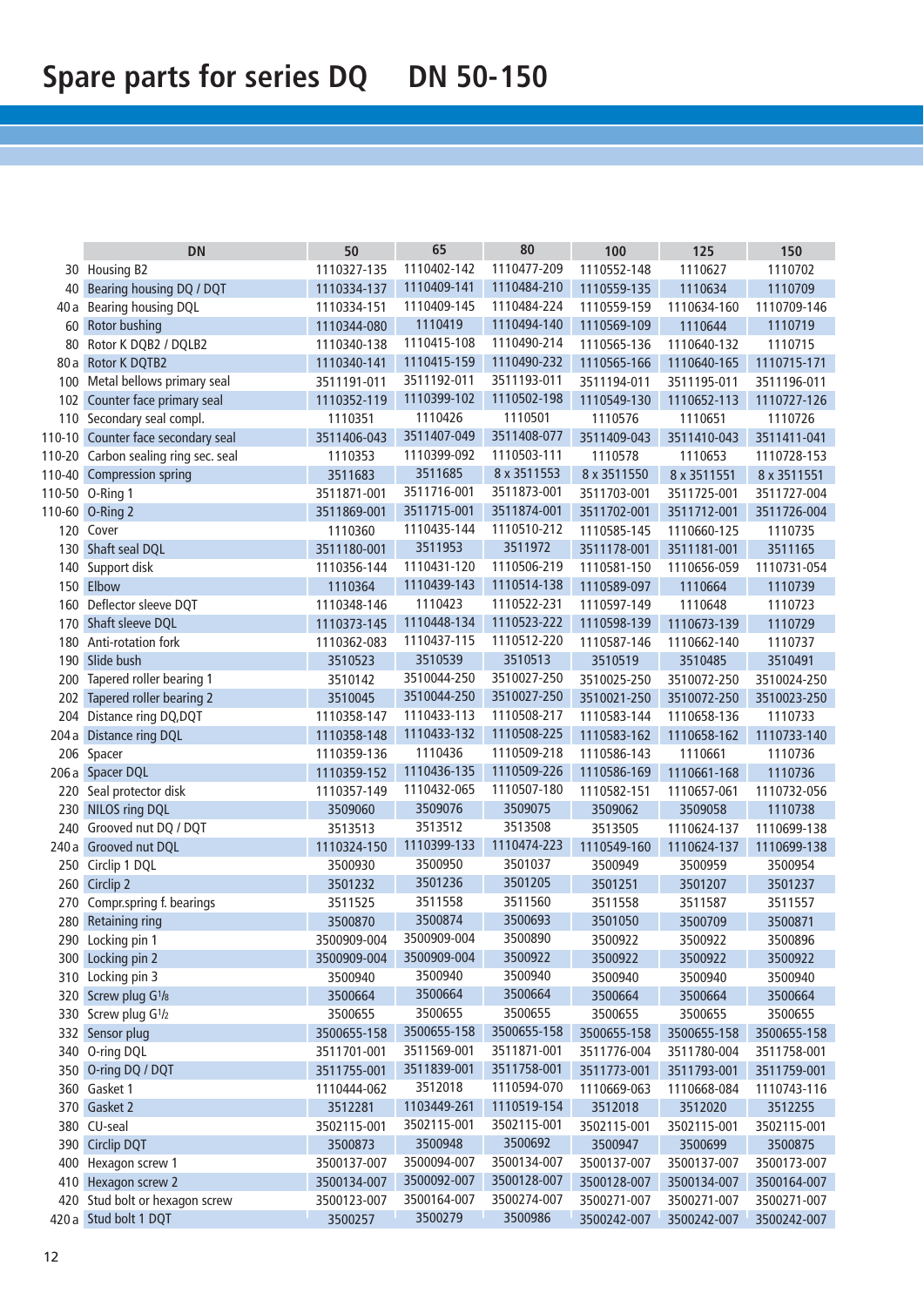# Spare parts for series DQ DN 50-150

| | DN | 50 | 65 | 80 | 100 | 125 | 150 |
|---|---|---|---|---|---|---|---|
| 30 | Housing B2 | 1110327-135 | 1110402-142 | 1110477-209 | 1110552-148 | 1110627 | 1110702 |
| 40 | Bearing housing DQ / DQT | 1110334-137 | 1110409-141 | 1110484-210 | 1110559-135 | 1110634 | 1110709 |
| 40 a | Bearing housing DQL | 1110334-151 | 1110409-145 | 1110484-224 | 1110559-159 | 1110634-160 | 1110709-146 |
| 60 | Rotor bushing | 1110344-080 | 1110419 | 1110494-140 | 1110569-109 | 1110644 | 1110719 |
| 80 | Rotor K DQB2 / DQLB2 | 1110340-138 | 1110415-108 | 1110490-214 | 1110565-136 | 1110640-132 | 1110715 |
| 80 a | Rotor K DQTB2 | 1110340-141 | 1110415-159 | 1110490-232 | 1110565-166 | 1110640-165 | 1110715-171 |
| 100 | Metal bellows primary seal | 3511191-011 | 3511192-011 | 3511193-011 | 3511194-011 | 3511195-011 | 3511196-011 |
| 102 | Counter face primary seal | 1110352-119 | 1110399-102 | 1110502-198 | 1110549-130 | 1110652-113 | 1110727-126 |
| 110 | Secondary seal compl. | 1110351 | 1110426 | 1110501 | 1110576 | 1110651 | 1110726 |
| 110-10 | Counter face secondary seal | 3511406-043 | 3511407-049 | 3511408-077 | 3511409-043 | 3511410-043 | 3511411-041 |
| 110-20 | Carbon sealing ring sec. seal | 1110353 | 1110399-092 | 1110503-111 | 1110578 | 1110653 | 1110728-153 |
| 110-40 | Compression spring | 3511683 | 3511685 | 8 x 3511553 | 8 x 3511550 | 8 x 3511551 | 8 x 3511551 |
| 110-50 | O-Ring 1 | 3511871-001 | 3511716-001 | 3511873-001 | 3511703-001 | 3511725-001 | 3511727-004 |
| 110-60 | O-Ring 2 | 3511869-001 | 3511715-001 | 3511874-001 | 3511702-001 | 3511712-001 | 3511726-004 |
| 120 | Cover | 1110360 | 1110435-144 | 1110510-212 | 1110585-145 | 1110660-125 | 1110735 |
| 130 | Shaft seal DQL | 3511180-001 | 3511953 | 3511972 | 3511178-001 | 3511181-001 | 3511165 |
| 140 | Support disk | 1110356-144 | 1110431-120 | 1110506-219 | 1110581-150 | 1110656-059 | 1110731-054 |
| 150 | Elbow | 1110364 | 1110439-143 | 1110514-138 | 1110589-097 | 1110664 | 1110739 |
| 160 | Deflector sleeve DQT | 1110348-146 | 1110423 | 1110522-231 | 1110597-149 | 1110648 | 1110723 |
| 170 | Shaft sleeve DQL | 1110373-145 | 1110448-134 | 1110523-222 | 1110598-139 | 1110673-139 | 1110729 |
| 180 | Anti-rotation fork | 1110362-083 | 1110437-115 | 1110512-220 | 1110587-146 | 1110662-140 | 1110737 |
| 190 | Slide bush | 3510523 | 3510539 | 3510513 | 3510519 | 3510485 | 3510491 |
| 200 | Tapered roller bearing 1 | 3510142 | 3510044-250 | 3510027-250 | 3510025-250 | 3510072-250 | 3510024-250 |
| 202 | Tapered roller bearing 2 | 3510045 | 3510044-250 | 3510027-250 | 3510021-250 | 3510072-250 | 3510023-250 |
| 204 | Distance ring DQ,DQT | 1110358-147 | 1110433-113 | 1110508-217 | 1110583-144 | 1110658-136 | 1110733 |
| 204 a | Distance ring DQL | 1110358-148 | 1110433-132 | 1110508-225 | 1110583-162 | 1110658-162 | 1110733-140 |
| 206 | Spacer | 1110359-136 | 1110436 | 1110509-218 | 1110586-143 | 1110661 | 1110736 |
| 206 a | Spacer DQL | 1110359-152 | 1110436-135 | 1110509-226 | 1110586-169 | 1110661-168 | 1110736 |
| 220 | Seal protector disk | 1110357-149 | 1110432-065 | 1110507-180 | 1110582-151 | 1110657-061 | 1110732-056 |
| 230 | NILOS ring DQL | 3509060 | 3509076 | 3509075 | 3509062 | 3509058 | 1110738 |
| 240 | Grooved nut DQ / DQT | 3513513 | 3513512 | 3513508 | 3513505 | 1110624-137 | 1110699-138 |
| 240 a | Grooved nut DQL | 1110324-150 | 1110399-133 | 1110474-223 | 1110549-160 | 1110624-137 | 1110699-138 |
| 250 | Circlip 1 DQL | 3500930 | 3500950 | 3501037 | 3500949 | 3500959 | 3500954 |
| 260 | Circlip 2 | 3501232 | 3501236 | 3501205 | 3501251 | 3501207 | 3501237 |
| 270 | Compr.spring f. bearings | 3511525 | 3511558 | 3511560 | 3511558 | 3511587 | 3511557 |
| 280 | Retaining ring | 3500870 | 3500874 | 3500693 | 3501050 | 3500709 | 3500871 |
| 290 | Locking pin 1 | 3500909-004 | 3500909-004 | 3500890 | 3500922 | 3500922 | 3500896 |
| 300 | Locking pin 2 | 3500909-004 | 3500909-004 | 3500922 | 3500922 | 3500922 | 3500922 |
| 310 | Locking pin 3 | 3500940 | 3500940 | 3500940 | 3500940 | 3500940 | 3500940 |
| 320 | Screw plug G1/8 | 3500664 | 3500664 | 3500664 | 3500664 | 3500664 | 3500664 |
| 330 | Screw plug G1/2 | 3500655 | 3500655 | 3500655 | 3500655 | 3500655 | 3500655 |
| 332 | Sensor plug | 3500655-158 | 3500655-158 | 3500655-158 | 3500655-158 | 3500655-158 | 3500655-158 |
| 340 | O-ring DQL | 3511701-001 | 3511569-001 | 3511871-001 | 3511776-004 | 3511780-004 | 3511758-001 |
| 350 | O-ring DQ / DQT | 3511755-001 | 3511839-001 | 3511758-001 | 3511773-001 | 3511793-001 | 3511759-001 |
| 360 | Gasket 1 | 1110444-062 | 3512018 | 1110594-070 | 1110669-063 | 1110668-084 | 1110743-116 |
| 370 | Gasket 2 | 3512281 | 1103449-261 | 1110519-154 | 3512018 | 3512020 | 3512255 |
| 380 | CU-seal | 3502115-001 | 3502115-001 | 3502115-001 | 3502115-001 | 3502115-001 | 3502115-001 |
| 390 | Circlip DQT | 3500873 | 3500948 | 3500692 | 3500947 | 3500699 | 3500875 |
| 400 | Hexagon screw 1 | 3500137-007 | 3500094-007 | 3500134-007 | 3500137-007 | 3500137-007 | 3500173-007 |
| 410 | Hexagon screw 2 | 3500134-007 | 3500092-007 | 3500128-007 | 3500128-007 | 3500134-007 | 3500164-007 |
| 420 | Stud bolt or hexagon screw | 3500123-007 | 3500164-007 | 3500274-007 | 3500271-007 | 3500271-007 | 3500271-007 |
| 420 a | Stud bolt 1 DQT | 3500257 | 3500279 | 3500986 | 3500242-007 | 3500242-007 | 3500242-007 |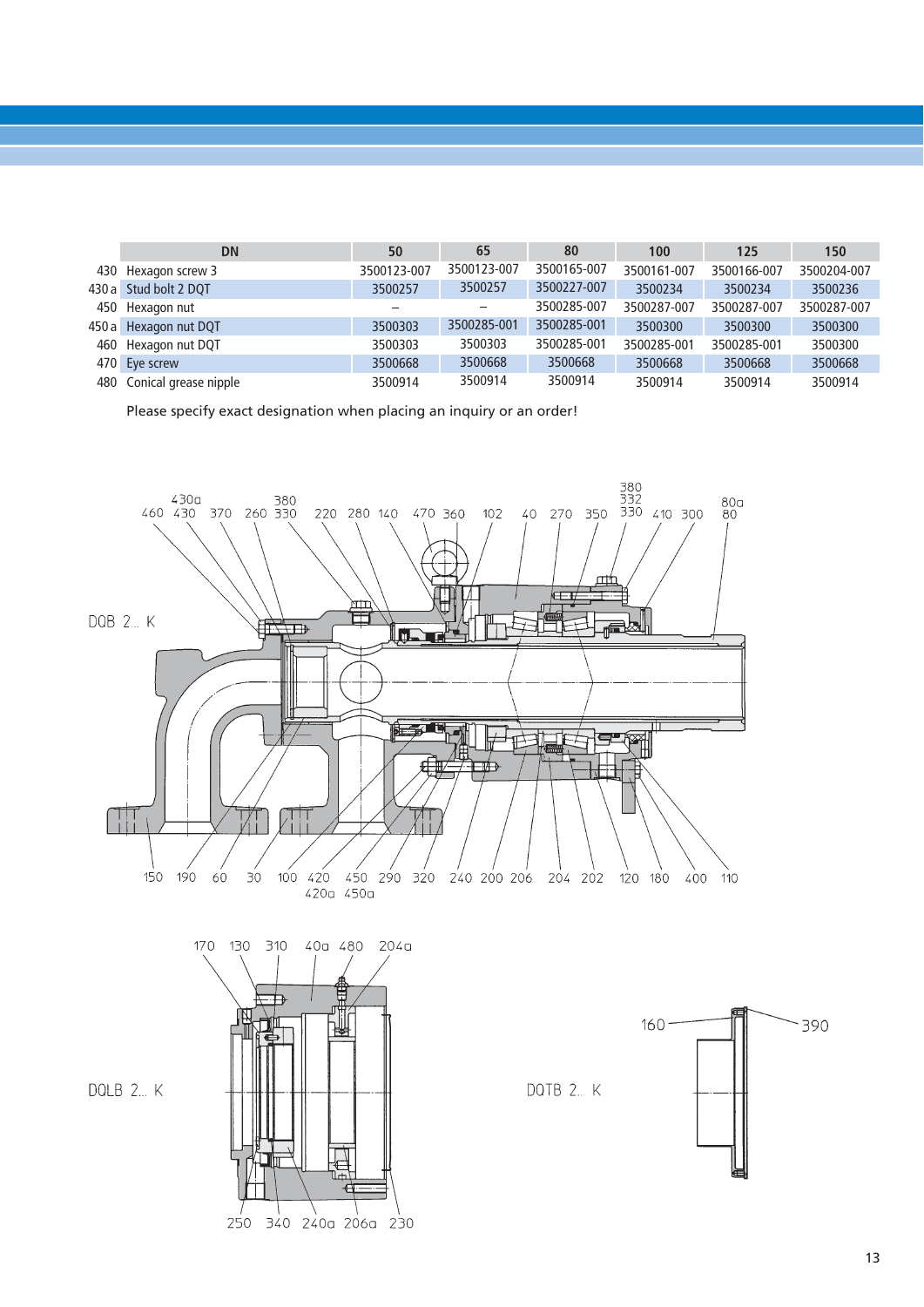| | DN | 50 | 65 | 80 | 100 | 125 | 150 |
|---|---|---|---|---|---|---|---|
| 430 | Hexagon screw 3 | 3500123-007 | 3500123-007 | 3500165-007 | 3500161-007 | 3500166-007 | 3500204-007 |
| 430 a | Stud bolt 2 DQT | 3500257 | 3500257 | 3500227-007 | 3500234 | 3500234 | 3500236 |
| 450 | Hexagon nut | – | – | 3500285-007 | 3500287-007 | 3500287-007 | 3500287-007 |
| 450 a | Hexagon nut DQT | 3500303 | 3500285-001 | 3500285-001 | 3500300 | 3500300 | 3500300 |
| 460 | Hexagon nut DQT | 3500303 | 3500303 | 3500285-001 | 3500285-001 | 3500285-001 | 3500300 |
| 470 | Eye screw | 3500668 | 3500668 | 3500668 | 3500668 | 3500668 | 3500668 |
| 480 | Conical grease nipple | 3500914 | 3500914 | 3500914 | 3500914 | 3500914 | 3500914 |

Please specify exact designation when placing an inquiry or an order!

DQB 2... K

DQLB 2... K

DQTB 2... K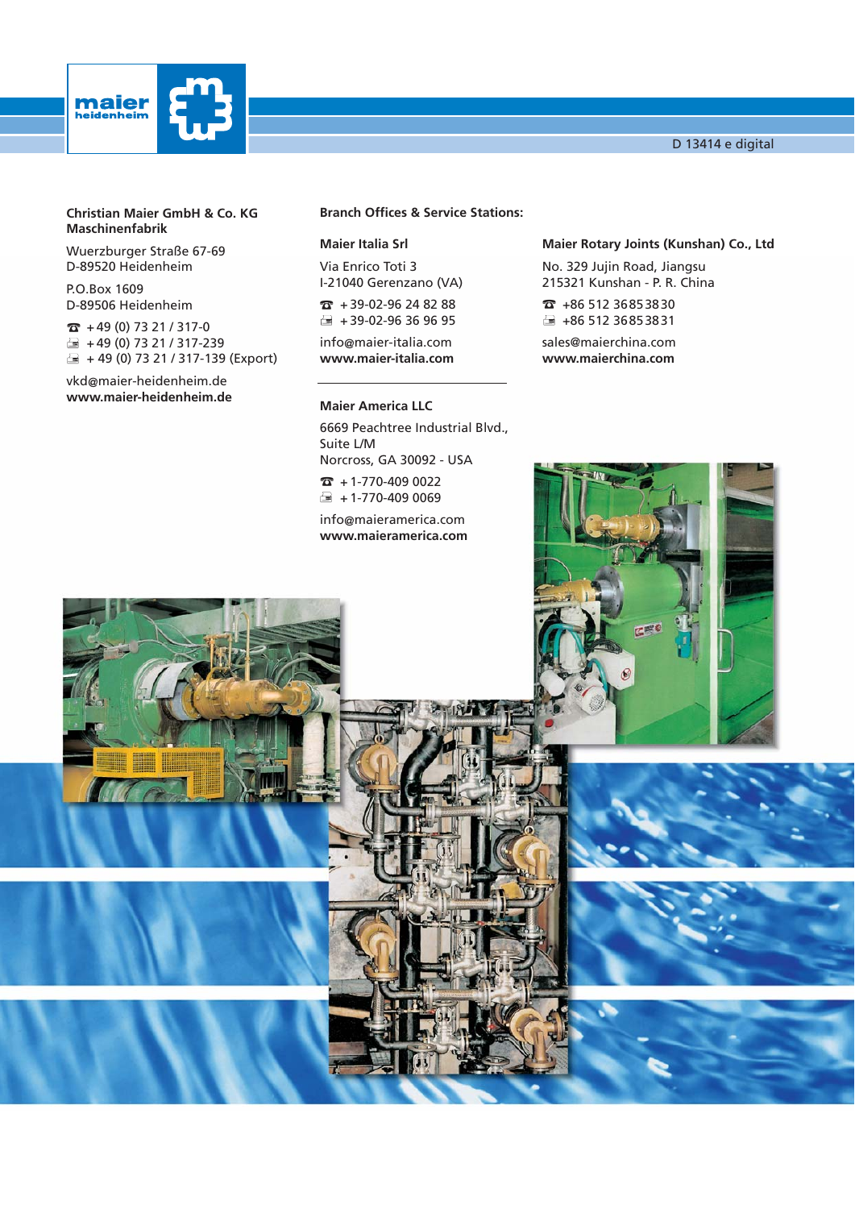D 13414 e digital

**Christian Maier GmbH & Co. KG**
**Maschinenfabrik**

Wuerzburger Straße 67-69
D-89520 Heidenheim

P.O.Box 1609
D-89506 Heidenheim

☎ + 49 (0) 73 21 / 317-0
+ 49 (0) 73 21 / 317-239
+ 49 (0) 73 21 / 317-139 (Export)

vkd@maier-heidenheim.de
**www.maier-heidenheim.de**

**Branch Offices & Service Stations:**

**Maier Italia Srl**

Via Enrico Toti 3
I-21040 Gerenzano (VA)

☎ + 39-02-96 24 82 88
+ 39-02-96 36 96 95

info@maier-italia.com
**www.maier-italia.com**

**Maier Rotary Joints (Kunshan) Co., Ltd**

No. 329 Jujin Road, Jiangsu
215321 Kunshan - P. R. China

☎ +86 512 36853830
+86 512 36853831

sales@maierchina.com
**www.maierchina.com**

**Maier America LLC**

6669 Peachtree Industrial Blvd.,
Suite L/M
Norcross, GA 30092 - USA

☎ + 1-770-409 0022
+ 1-770-409 0069

info@maieramerica.com
**www.maieramerica.com**